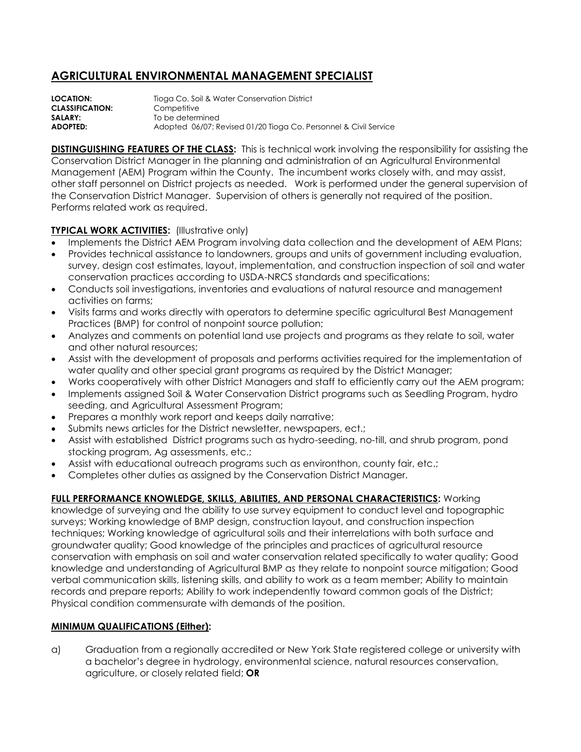# AGRICULTURAL ENVIRONMENTAL MANAGEMENT SPECIALIST

**LOCATION:** Tioga Co. Soil & Water Conservation District
**CLASSIFICATION:** Competitive
**SALARY:** To be determined
**ADOPTED:** Adopted 06/07; Revised 01/20 Tioga Co. Personnel & Civil Service

**DISTINGUISHING FEATURES OF THE CLASS:** This is technical work involving the responsibility for assisting the Conservation District Manager in the planning and administration of an Agricultural Environmental Management (AEM) Program within the County. The incumbent works closely with, and may assist, other staff personnel on District projects as needed. Work is performed under the general supervision of the Conservation District Manager. Supervision of others is generally not required of the position. Performs related work as required.

**TYPICAL WORK ACTIVITIES:** (Illustrative only)

- Implements the District AEM Program involving data collection and the development of AEM Plans;
- Provides technical assistance to landowners, groups and units of government including evaluation, survey, design cost estimates, layout, implementation, and construction inspection of soil and water conservation practices according to USDA-NRCS standards and specifications;
- Conducts soil investigations, inventories and evaluations of natural resource and management activities on farms;
- Visits farms and works directly with operators to determine specific agricultural Best Management Practices (BMP) for control of nonpoint source pollution;
- Analyzes and comments on potential land use projects and programs as they relate to soil, water and other natural resources;
- Assist with the development of proposals and performs activities required for the implementation of water quality and other special grant programs as required by the District Manager;
- Works cooperatively with other District Managers and staff to efficiently carry out the AEM program;
- Implements assigned Soil & Water Conservation District programs such as Seedling Program, hydro seeding, and Agricultural Assessment Program;
- Prepares a monthly work report and keeps daily narrative;
- Submits news articles for the District newsletter, newspapers, ect.;
- Assist with established District programs such as hydro-seeding, no-till, and shrub program, pond stocking program, Ag assessments, etc.;
- Assist with educational outreach programs such as environthon, county fair, etc.;
- Completes other duties as assigned by the Conservation District Manager.

**FULL PERFORMANCE KNOWLEDGE, SKILLS, ABILITIES, AND PERSONAL CHARACTERISTICS:** Working knowledge of surveying and the ability to use survey equipment to conduct level and topographic surveys; Working knowledge of BMP design, construction layout, and construction inspection techniques; Working knowledge of agricultural soils and their interrelations with both surface and groundwater quality; Good knowledge of the principles and practices of agricultural resource conservation with emphasis on soil and water conservation related specifically to water quality; Good knowledge and understanding of Agricultural BMP as they relate to nonpoint source mitigation; Good verbal communication skills, listening skills, and ability to work as a team member; Ability to maintain records and prepare reports; Ability to work independently toward common goals of the District; Physical condition commensurate with demands of the position.

**MINIMUM QUALIFICATIONS (Either):**

a) Graduation from a regionally accredited or New York State registered college or university with a bachelor's degree in hydrology, environmental science, natural resources conservation, agriculture, or closely related field; **OR**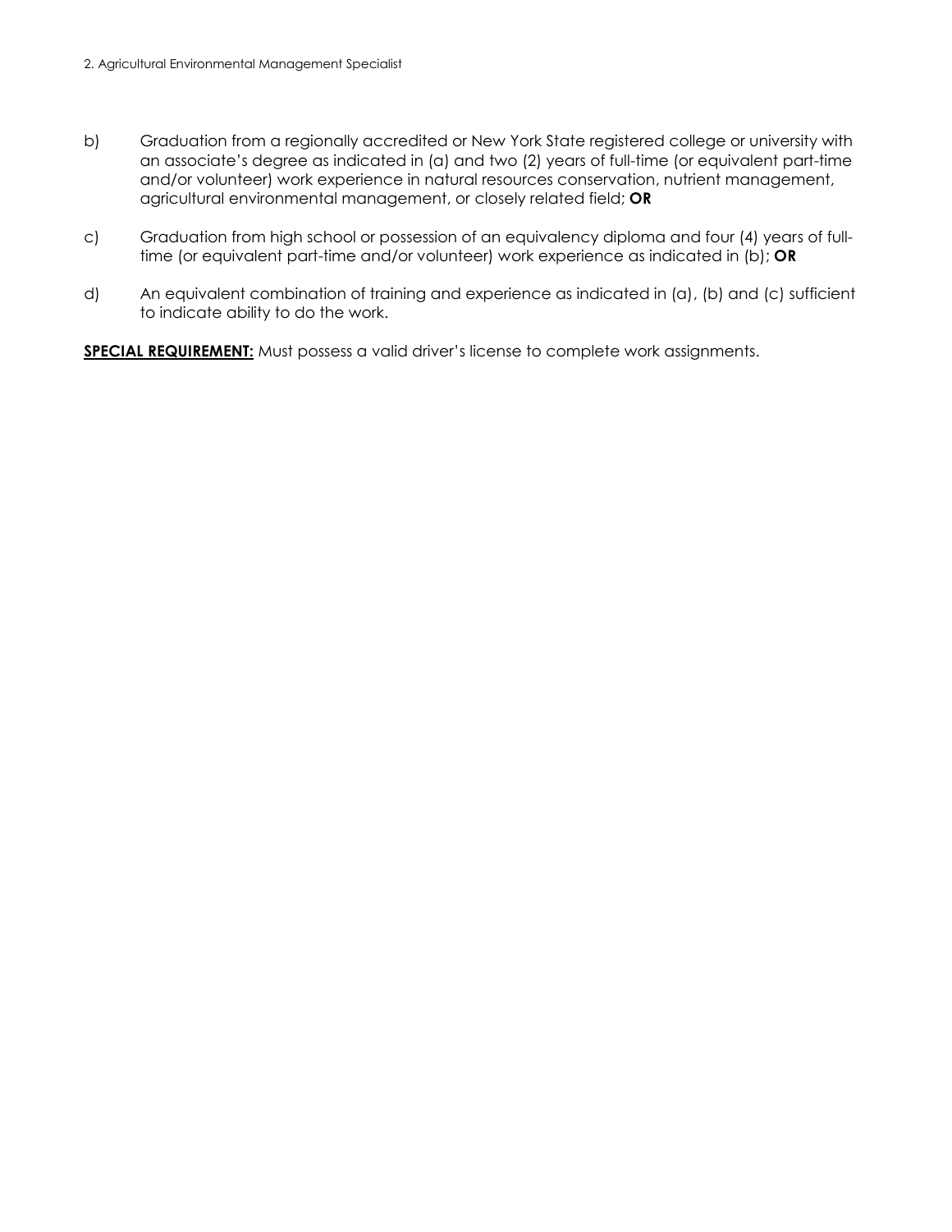b) Graduation from a regionally accredited or New York State registered college or university with an associate's degree as indicated in (a) and two (2) years of full-time (or equivalent part-time and/or volunteer) work experience in natural resources conservation, nutrient management, agricultural environmental management, or closely related field; **OR**

c) Graduation from high school or possession of an equivalency diploma and four (4) years of full-time (or equivalent part-time and/or volunteer) work experience as indicated in (b); **OR**

d) An equivalent combination of training and experience as indicated in (a), (b) and (c) sufficient to indicate ability to do the work.

**SPECIAL REQUIREMENT:** Must possess a valid driver's license to complete work assignments.